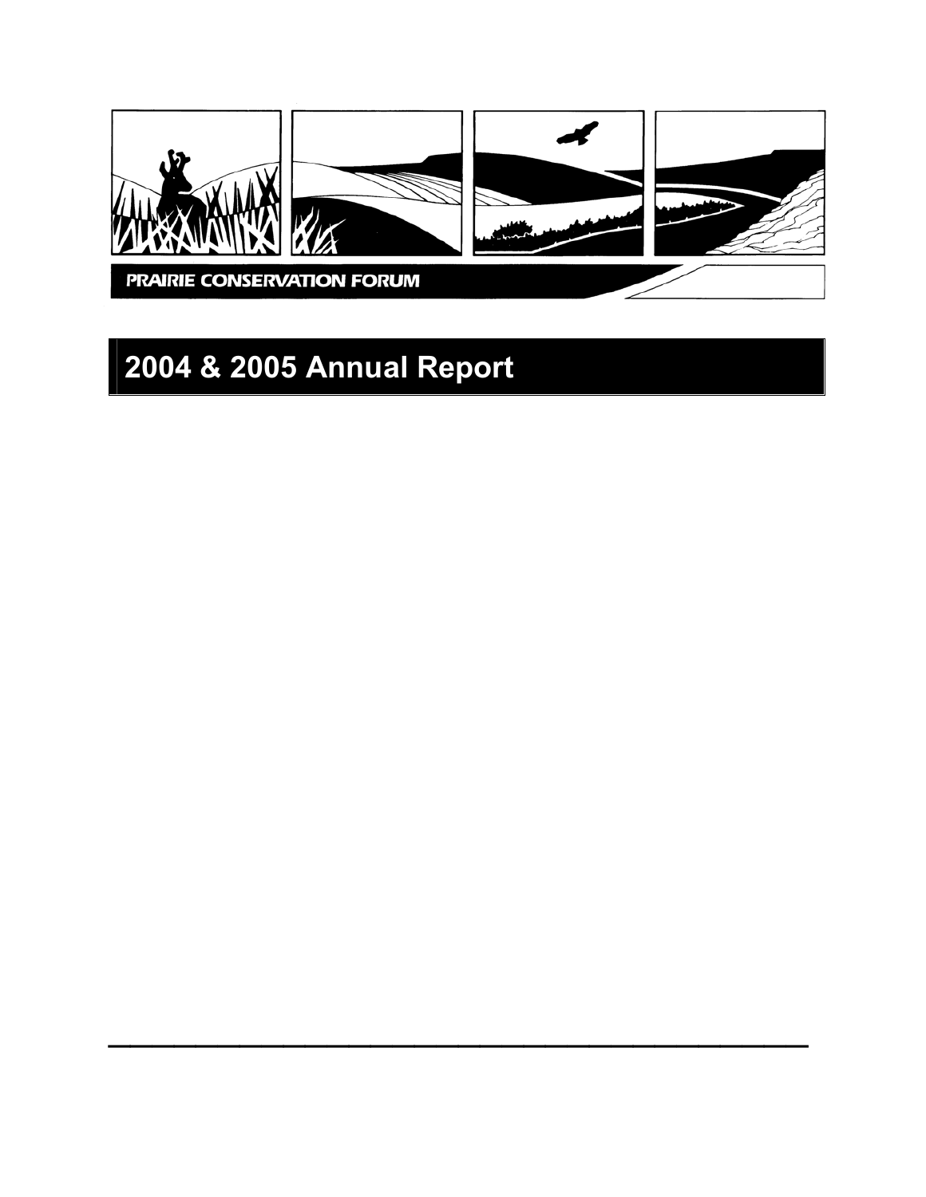PRAIRIE CONSERVATION FORUM

# 2004 & 2005 Annual Report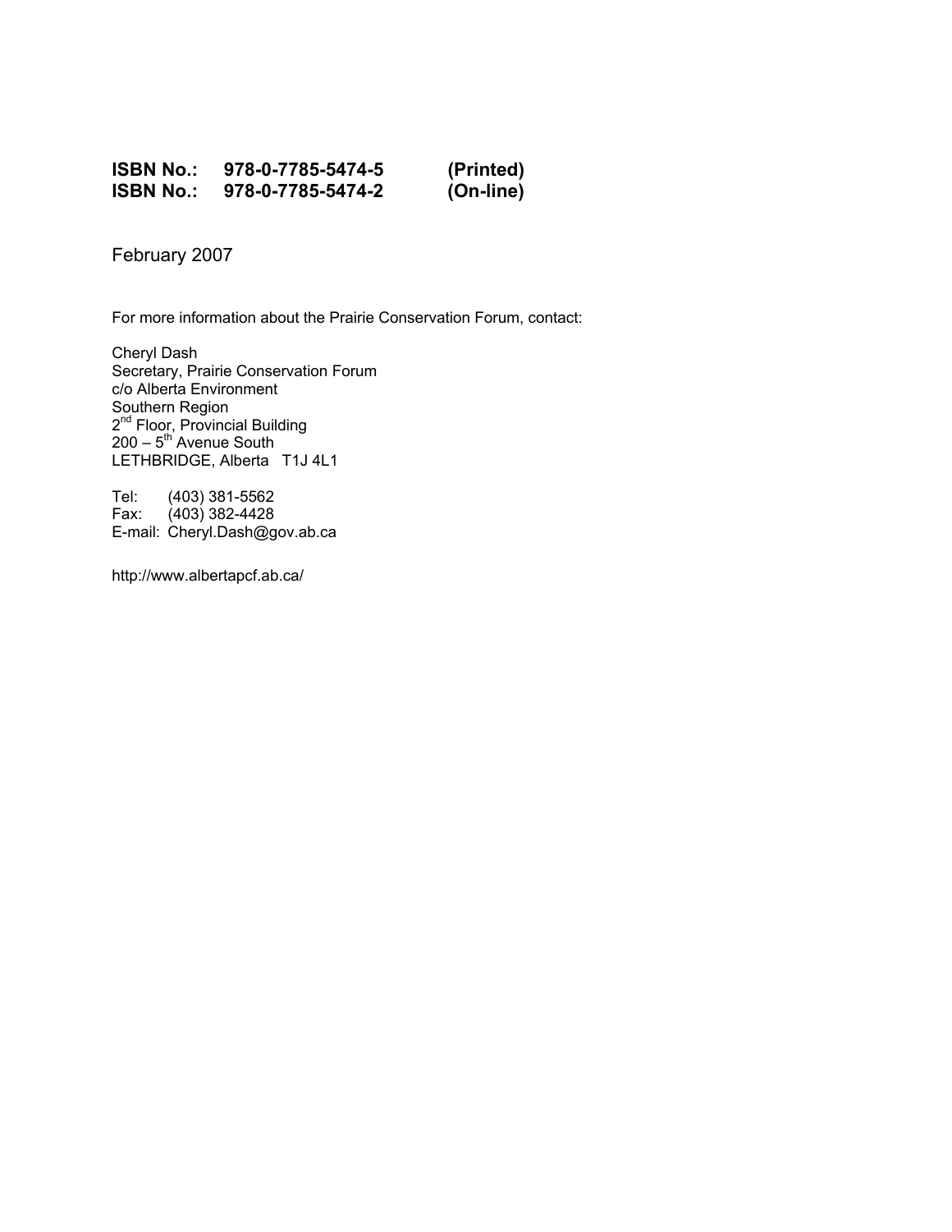**ISBN No.: 978-0-7785-5474-5 (Printed)**
**ISBN No.: 978-0-7785-5474-2 (On-line)**

February 2007

For more information about the Prairie Conservation Forum, contact:

Cheryl Dash
Secretary, Prairie Conservation Forum
c/o Alberta Environment
Southern Region
2nd Floor, Provincial Building
200 – 5th Avenue South
LETHBRIDGE, Alberta T1J 4L1

Tel: (403) 381-5562
Fax: (403) 382-4428
E-mail: Cheryl.Dash@gov.ab.ca

http://www.albertapcf.ab.ca/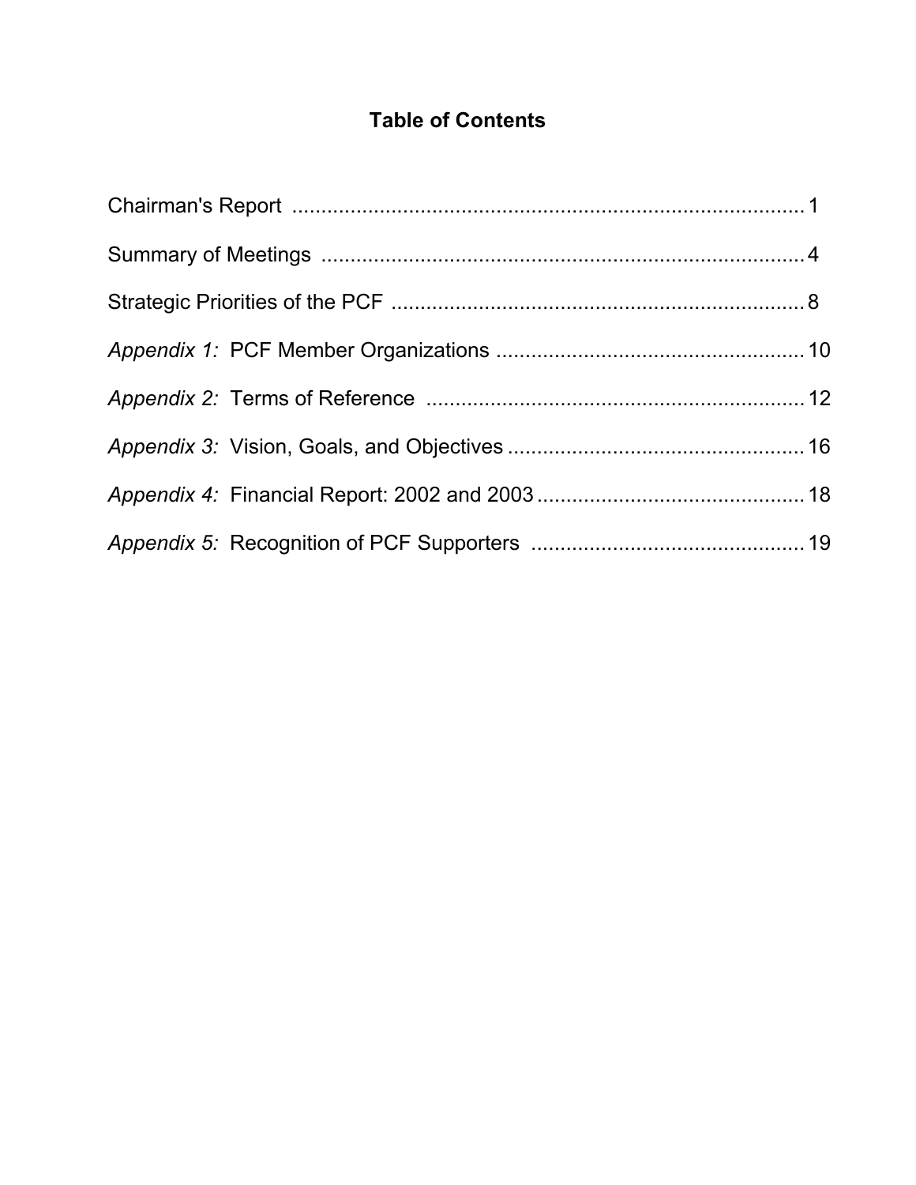# Table of Contents

Chairman's Report ........................................................................................ 1

Summary of Meetings .................................................................................. 4

Strategic Priorities of the PCF ...................................................................... 8

*Appendix 1:* PCF Member Organizations ..................................................... 10

*Appendix 2:* Terms of Reference ................................................................ 12

*Appendix 3:* Vision, Goals, and Objectives ................................................... 16

*Appendix 4:* Financial Report: 2002 and 2003 .............................................. 18

*Appendix 5:* Recognition of PCF Supporters ............................................... 19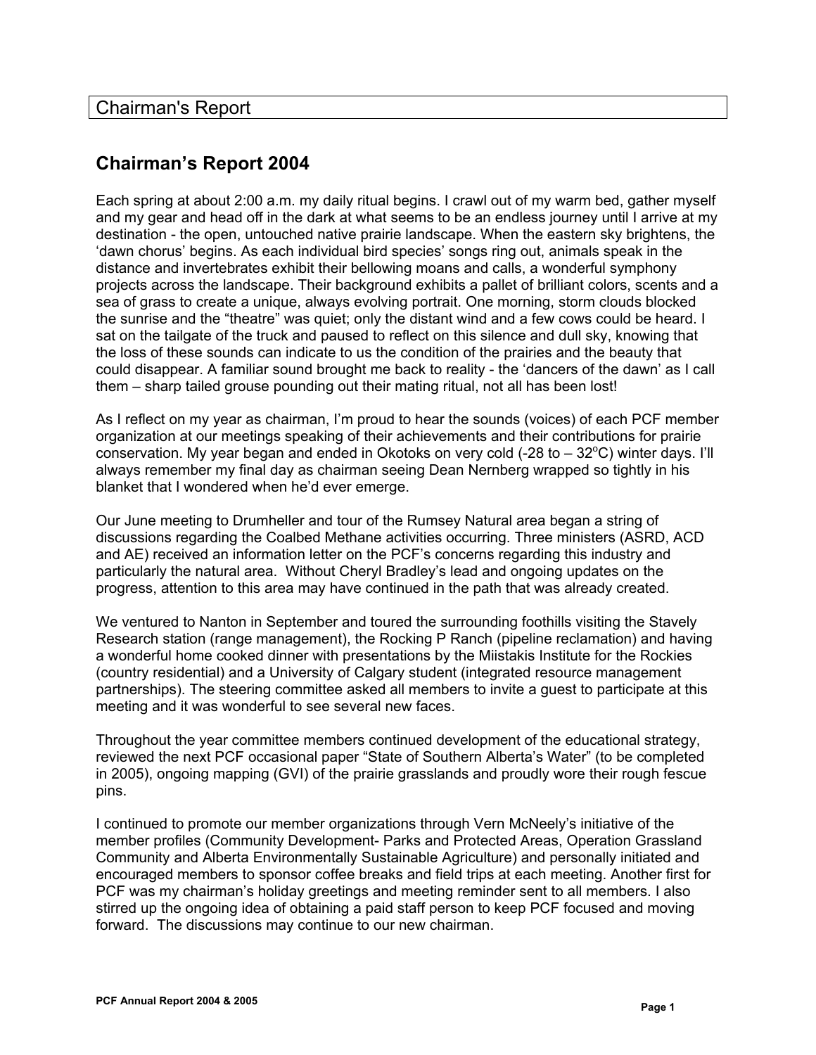# Chairman's Report

## Chairman's Report 2004

Each spring at about 2:00 a.m. my daily ritual begins. I crawl out of my warm bed, gather myself and my gear and head off in the dark at what seems to be an endless journey until I arrive at my destination - the open, untouched native prairie landscape. When the eastern sky brightens, the 'dawn chorus' begins. As each individual bird species' songs ring out, animals speak in the distance and invertebrates exhibit their bellowing moans and calls, a wonderful symphony projects across the landscape. Their background exhibits a pallet of brilliant colors, scents and a sea of grass to create a unique, always evolving portrait. One morning, storm clouds blocked the sunrise and the "theatre" was quiet; only the distant wind and a few cows could be heard. I sat on the tailgate of the truck and paused to reflect on this silence and dull sky, knowing that the loss of these sounds can indicate to us the condition of the prairies and the beauty that could disappear. A familiar sound brought me back to reality - the 'dancers of the dawn' as I call them – sharp tailed grouse pounding out their mating ritual, not all has been lost!

As I reflect on my year as chairman, I'm proud to hear the sounds (voices) of each PCF member organization at our meetings speaking of their achievements and their contributions for prairie conservation. My year began and ended in Okotoks on very cold (-28 to – 32$^{o}$C) winter days. I'll always remember my final day as chairman seeing Dean Nernberg wrapped so tightly in his blanket that I wondered when he'd ever emerge.

Our June meeting to Drumheller and tour of the Rumsey Natural area began a string of discussions regarding the Coalbed Methane activities occurring. Three ministers (ASRD, ACD and AE) received an information letter on the PCF's concerns regarding this industry and particularly the natural area. Without Cheryl Bradley's lead and ongoing updates on the progress, attention to this area may have continued in the path that was already created.

We ventured to Nanton in September and toured the surrounding foothills visiting the Stavely Research station (range management), the Rocking P Ranch (pipeline reclamation) and having a wonderful home cooked dinner with presentations by the Miistakis Institute for the Rockies (country residential) and a University of Calgary student (integrated resource management partnerships). The steering committee asked all members to invite a guest to participate at this meeting and it was wonderful to see several new faces.

Throughout the year committee members continued development of the educational strategy, reviewed the next PCF occasional paper "State of Southern Alberta's Water" (to be completed in 2005), ongoing mapping (GVI) of the prairie grasslands and proudly wore their rough fescue pins.

I continued to promote our member organizations through Vern McNeely's initiative of the member profiles (Community Development- Parks and Protected Areas, Operation Grassland Community and Alberta Environmentally Sustainable Agriculture) and personally initiated and encouraged members to sponsor coffee breaks and field trips at each meeting. Another first for PCF was my chairman's holiday greetings and meeting reminder sent to all members. I also stirred up the ongoing idea of obtaining a paid staff person to keep PCF focused and moving forward. The discussions may continue to our new chairman.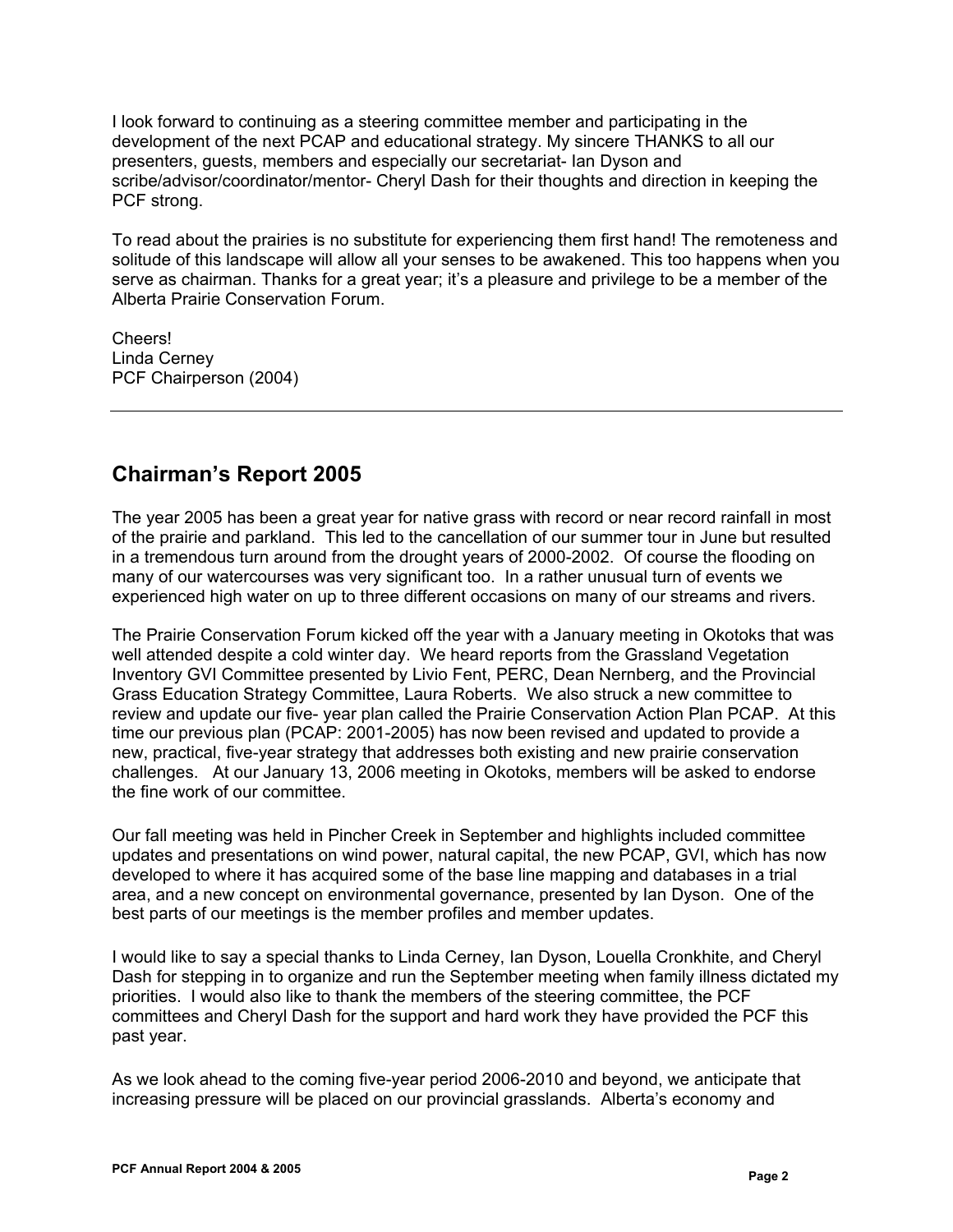I look forward to continuing as a steering committee member and participating in the development of the next PCAP and educational strategy. My sincere THANKS to all our presenters, guests, members and especially our secretariat- Ian Dyson and scribe/advisor/coordinator/mentor- Cheryl Dash for their thoughts and direction in keeping the PCF strong.

To read about the prairies is no substitute for experiencing them first hand! The remoteness and solitude of this landscape will allow all your senses to be awakened. This too happens when you serve as chairman. Thanks for a great year; it's a pleasure and privilege to be a member of the Alberta Prairie Conservation Forum.

Cheers!
Linda Cerney
PCF Chairperson (2004)

---

## Chairman's Report 2005

The year 2005 has been a great year for native grass with record or near record rainfall in most of the prairie and parkland. This led to the cancellation of our summer tour in June but resulted in a tremendous turn around from the drought years of 2000-2002. Of course the flooding on many of our watercourses was very significant too. In a rather unusual turn of events we experienced high water on up to three different occasions on many of our streams and rivers.

The Prairie Conservation Forum kicked off the year with a January meeting in Okotoks that was well attended despite a cold winter day. We heard reports from the Grassland Vegetation Inventory GVI Committee presented by Livio Fent, PERC, Dean Nernberg, and the Provincial Grass Education Strategy Committee, Laura Roberts. We also struck a new committee to review and update our five- year plan called the Prairie Conservation Action Plan PCAP. At this time our previous plan (PCAP: 2001-2005) has now been revised and updated to provide a new, practical, five-year strategy that addresses both existing and new prairie conservation challenges. At our January 13, 2006 meeting in Okotoks, members will be asked to endorse the fine work of our committee.

Our fall meeting was held in Pincher Creek in September and highlights included committee updates and presentations on wind power, natural capital, the new PCAP, GVI, which has now developed to where it has acquired some of the base line mapping and databases in a trial area, and a new concept on environmental governance, presented by Ian Dyson. One of the best parts of our meetings is the member profiles and member updates.

I would like to say a special thanks to Linda Cerney, Ian Dyson, Louella Cronkhite, and Cheryl Dash for stepping in to organize and run the September meeting when family illness dictated my priorities. I would also like to thank the members of the steering committee, the PCF committees and Cheryl Dash for the support and hard work they have provided the PCF this past year.

As we look ahead to the coming five-year period 2006-2010 and beyond, we anticipate that increasing pressure will be placed on our provincial grasslands. Alberta's economy and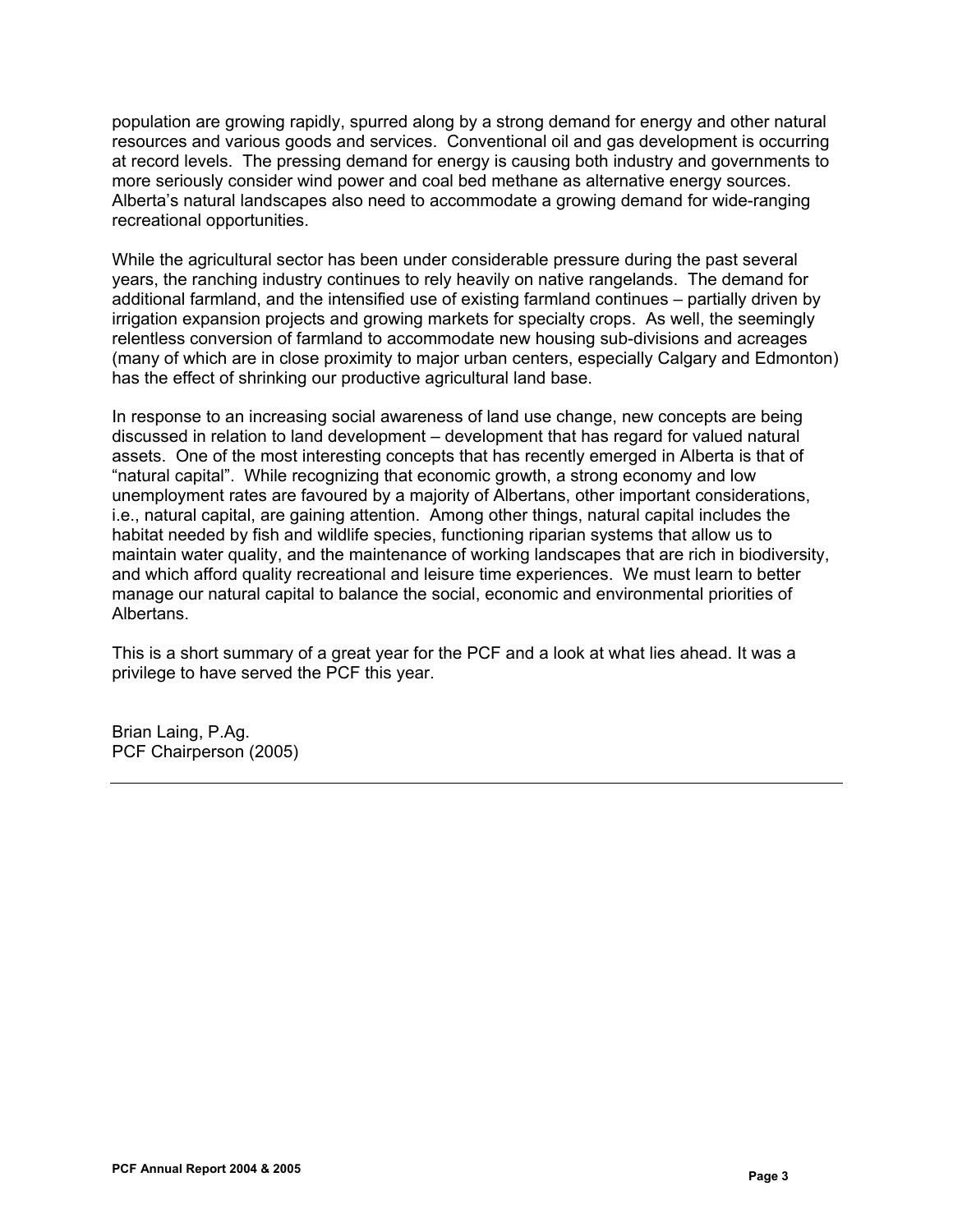population are growing rapidly, spurred along by a strong demand for energy and other natural resources and various goods and services. Conventional oil and gas development is occurring at record levels. The pressing demand for energy is causing both industry and governments to more seriously consider wind power and coal bed methane as alternative energy sources. Alberta's natural landscapes also need to accommodate a growing demand for wide-ranging recreational opportunities.

While the agricultural sector has been under considerable pressure during the past several years, the ranching industry continues to rely heavily on native rangelands. The demand for additional farmland, and the intensified use of existing farmland continues – partially driven by irrigation expansion projects and growing markets for specialty crops. As well, the seemingly relentless conversion of farmland to accommodate new housing sub-divisions and acreages (many of which are in close proximity to major urban centers, especially Calgary and Edmonton) has the effect of shrinking our productive agricultural land base.

In response to an increasing social awareness of land use change, new concepts are being discussed in relation to land development – development that has regard for valued natural assets. One of the most interesting concepts that has recently emerged in Alberta is that of "natural capital". While recognizing that economic growth, a strong economy and low unemployment rates are favoured by a majority of Albertans, other important considerations, i.e., natural capital, are gaining attention. Among other things, natural capital includes the habitat needed by fish and wildlife species, functioning riparian systems that allow us to maintain water quality, and the maintenance of working landscapes that are rich in biodiversity, and which afford quality recreational and leisure time experiences. We must learn to better manage our natural capital to balance the social, economic and environmental priorities of Albertans.

This is a short summary of a great year for the PCF and a look at what lies ahead. It was a privilege to have served the PCF this year.

Brian Laing, P.Ag.
PCF Chairperson (2005)

---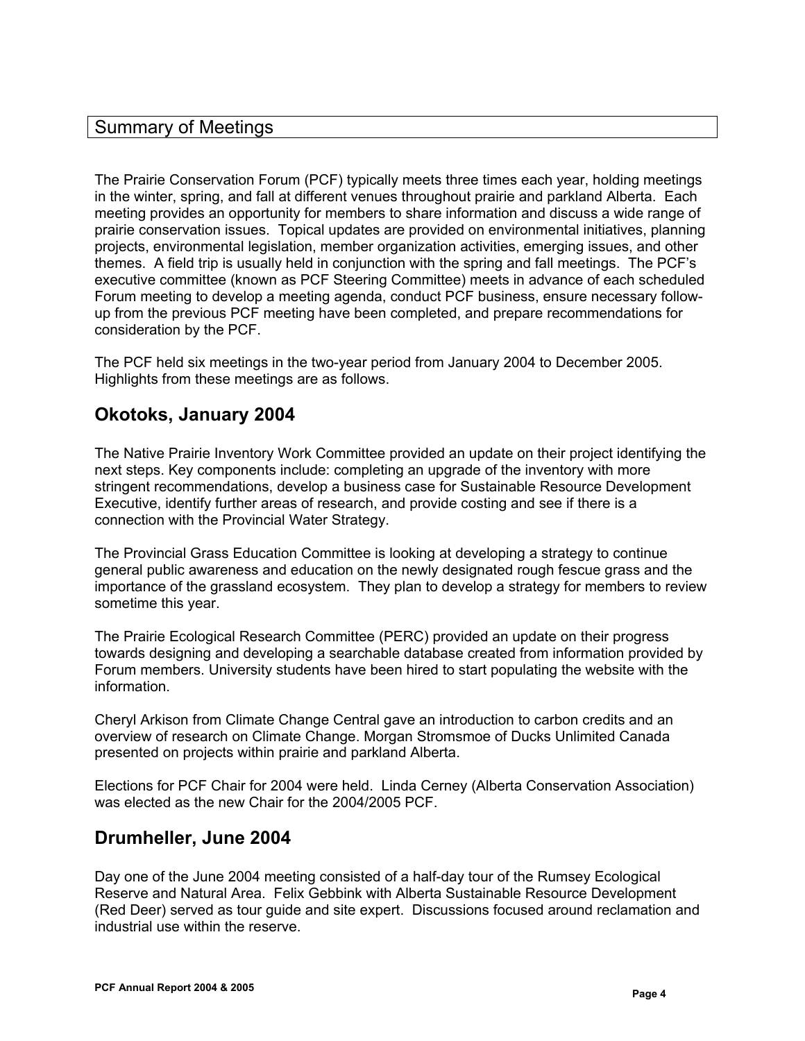## Summary of Meetings

The Prairie Conservation Forum (PCF) typically meets three times each year, holding meetings in the winter, spring, and fall at different venues throughout prairie and parkland Alberta. Each meeting provides an opportunity for members to share information and discuss a wide range of prairie conservation issues. Topical updates are provided on environmental initiatives, planning projects, environmental legislation, member organization activities, emerging issues, and other themes. A field trip is usually held in conjunction with the spring and fall meetings. The PCF's executive committee (known as PCF Steering Committee) meets in advance of each scheduled Forum meeting to develop a meeting agenda, conduct PCF business, ensure necessary follow-up from the previous PCF meeting have been completed, and prepare recommendations for consideration by the PCF.

The PCF held six meetings in the two-year period from January 2004 to December 2005. Highlights from these meetings are as follows.

### Okotoks, January 2004

The Native Prairie Inventory Work Committee provided an update on their project identifying the next steps. Key components include: completing an upgrade of the inventory with more stringent recommendations, develop a business case for Sustainable Resource Development Executive, identify further areas of research, and provide costing and see if there is a connection with the Provincial Water Strategy.

The Provincial Grass Education Committee is looking at developing a strategy to continue general public awareness and education on the newly designated rough fescue grass and the importance of the grassland ecosystem. They plan to develop a strategy for members to review sometime this year.

The Prairie Ecological Research Committee (PERC) provided an update on their progress towards designing and developing a searchable database created from information provided by Forum members. University students have been hired to start populating the website with the information.

Cheryl Arkison from Climate Change Central gave an introduction to carbon credits and an overview of research on Climate Change. Morgan Stromsmoe of Ducks Unlimited Canada presented on projects within prairie and parkland Alberta.

Elections for PCF Chair for 2004 were held. Linda Cerney (Alberta Conservation Association) was elected as the new Chair for the 2004/2005 PCF.

### Drumheller, June 2004

Day one of the June 2004 meeting consisted of a half-day tour of the Rumsey Ecological Reserve and Natural Area. Felix Gebbink with Alberta Sustainable Resource Development (Red Deer) served as tour guide and site expert. Discussions focused around reclamation and industrial use within the reserve.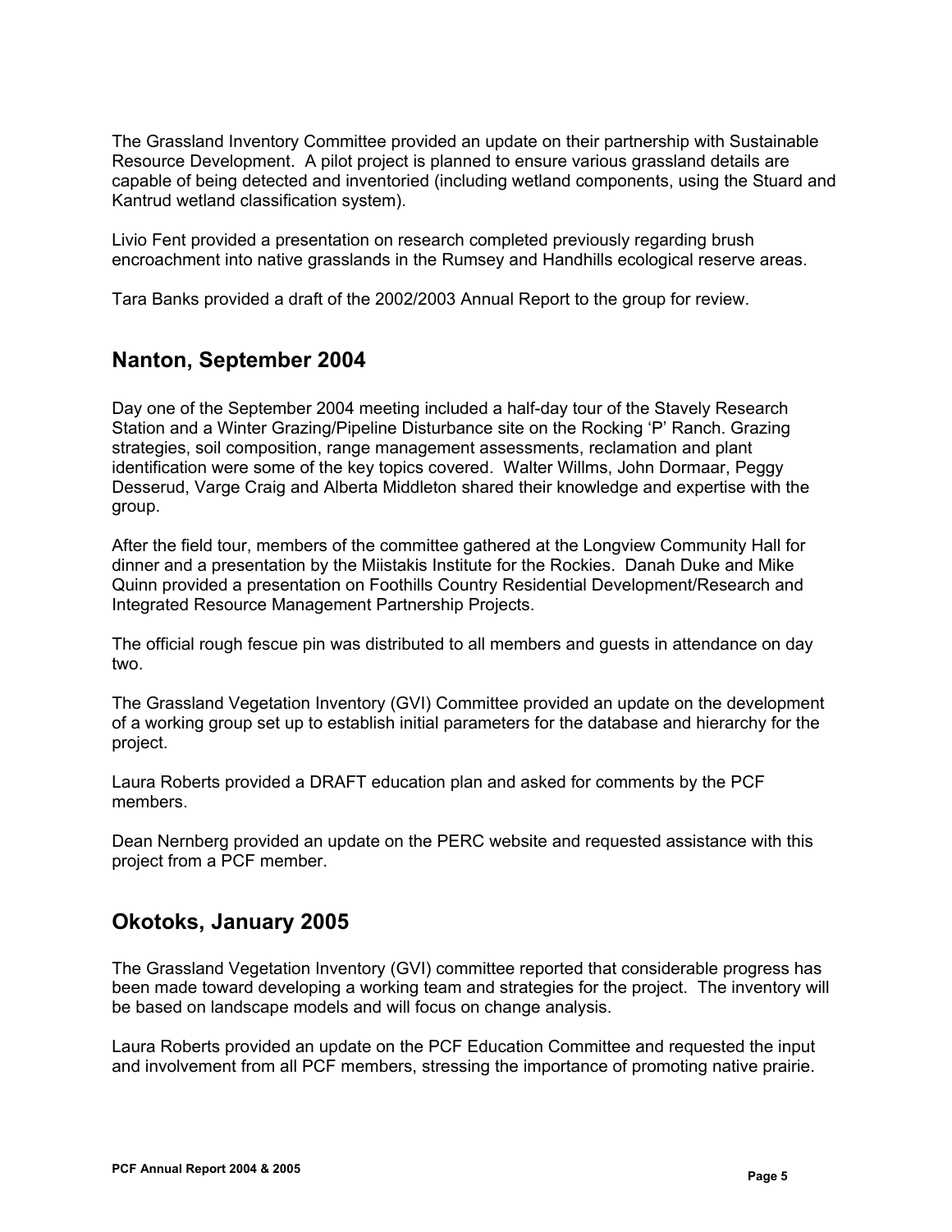The Grassland Inventory Committee provided an update on their partnership with Sustainable Resource Development. A pilot project is planned to ensure various grassland details are capable of being detected and inventoried (including wetland components, using the Stuard and Kantrud wetland classification system).

Livio Fent provided a presentation on research completed previously regarding brush encroachment into native grasslands in the Rumsey and Handhills ecological reserve areas.

Tara Banks provided a draft of the 2002/2003 Annual Report to the group for review.

## Nanton, September 2004

Day one of the September 2004 meeting included a half-day tour of the Stavely Research Station and a Winter Grazing/Pipeline Disturbance site on the Rocking 'P' Ranch. Grazing strategies, soil composition, range management assessments, reclamation and plant identification were some of the key topics covered. Walter Willms, John Dormaar, Peggy Desserud, Varge Craig and Alberta Middleton shared their knowledge and expertise with the group.

After the field tour, members of the committee gathered at the Longview Community Hall for dinner and a presentation by the Miistakis Institute for the Rockies. Danah Duke and Mike Quinn provided a presentation on Foothills Country Residential Development/Research and Integrated Resource Management Partnership Projects.

The official rough fescue pin was distributed to all members and guests in attendance on day two.

The Grassland Vegetation Inventory (GVI) Committee provided an update on the development of a working group set up to establish initial parameters for the database and hierarchy for the project.

Laura Roberts provided a DRAFT education plan and asked for comments by the PCF members.

Dean Nernberg provided an update on the PERC website and requested assistance with this project from a PCF member.

## Okotoks, January 2005

The Grassland Vegetation Inventory (GVI) committee reported that considerable progress has been made toward developing a working team and strategies for the project. The inventory will be based on landscape models and will focus on change analysis.

Laura Roberts provided an update on the PCF Education Committee and requested the input and involvement from all PCF members, stressing the importance of promoting native prairie.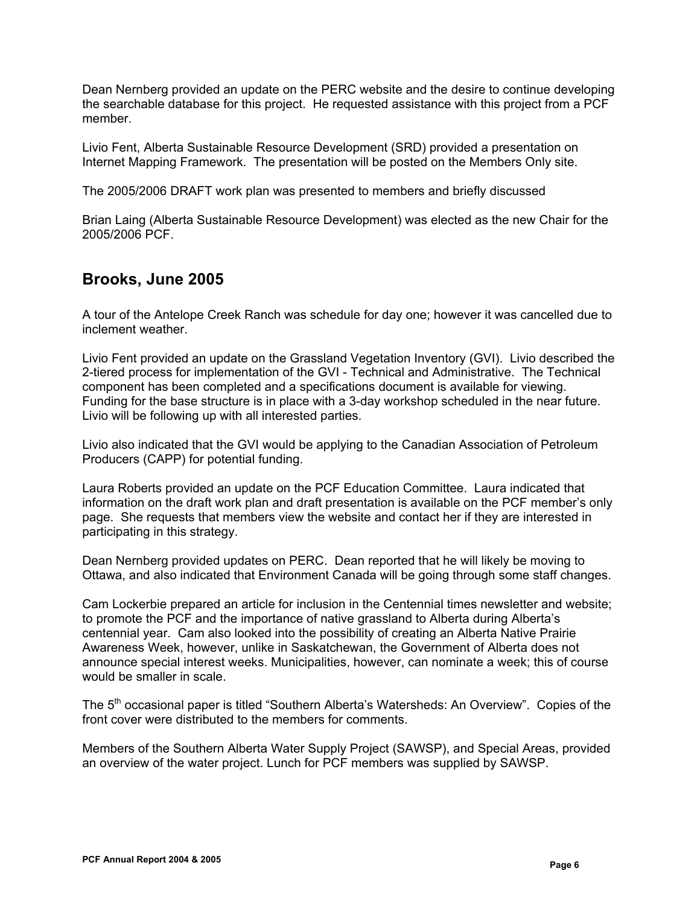Dean Nernberg provided an update on the PERC website and the desire to continue developing the searchable database for this project. He requested assistance with this project from a PCF member.

Livio Fent, Alberta Sustainable Resource Development (SRD) provided a presentation on Internet Mapping Framework. The presentation will be posted on the Members Only site.

The 2005/2006 DRAFT work plan was presented to members and briefly discussed

Brian Laing (Alberta Sustainable Resource Development) was elected as the new Chair for the 2005/2006 PCF.

## Brooks, June 2005

A tour of the Antelope Creek Ranch was schedule for day one; however it was cancelled due to inclement weather.

Livio Fent provided an update on the Grassland Vegetation Inventory (GVI). Livio described the 2-tiered process for implementation of the GVI - Technical and Administrative. The Technical component has been completed and a specifications document is available for viewing. Funding for the base structure is in place with a 3-day workshop scheduled in the near future. Livio will be following up with all interested parties.

Livio also indicated that the GVI would be applying to the Canadian Association of Petroleum Producers (CAPP) for potential funding.

Laura Roberts provided an update on the PCF Education Committee. Laura indicated that information on the draft work plan and draft presentation is available on the PCF member's only page. She requests that members view the website and contact her if they are interested in participating in this strategy.

Dean Nernberg provided updates on PERC. Dean reported that he will likely be moving to Ottawa, and also indicated that Environment Canada will be going through some staff changes.

Cam Lockerbie prepared an article for inclusion in the Centennial times newsletter and website; to promote the PCF and the importance of native grassland to Alberta during Alberta's centennial year. Cam also looked into the possibility of creating an Alberta Native Prairie Awareness Week, however, unlike in Saskatchewan, the Government of Alberta does not announce special interest weeks. Municipalities, however, can nominate a week; this of course would be smaller in scale.

The 5th occasional paper is titled "Southern Alberta's Watersheds: An Overview". Copies of the front cover were distributed to the members for comments.

Members of the Southern Alberta Water Supply Project (SAWSP), and Special Areas, provided an overview of the water project. Lunch for PCF members was supplied by SAWSP.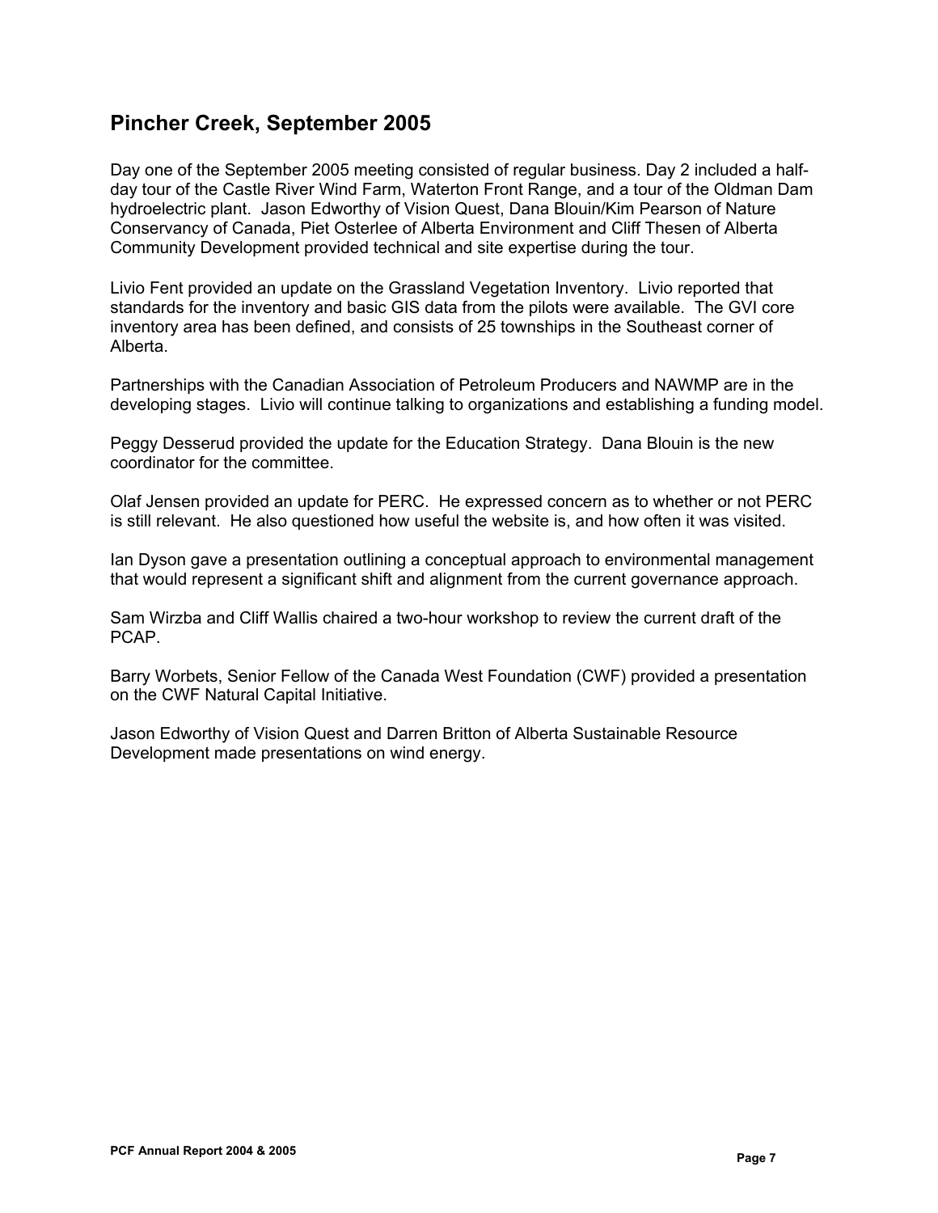## Pincher Creek, September 2005

Day one of the September 2005 meeting consisted of regular business. Day 2 included a half-day tour of the Castle River Wind Farm, Waterton Front Range, and a tour of the Oldman Dam hydroelectric plant. Jason Edworthy of Vision Quest, Dana Blouin/Kim Pearson of Nature Conservancy of Canada, Piet Osterlee of Alberta Environment and Cliff Thesen of Alberta Community Development provided technical and site expertise during the tour.

Livio Fent provided an update on the Grassland Vegetation Inventory. Livio reported that standards for the inventory and basic GIS data from the pilots were available. The GVI core inventory area has been defined, and consists of 25 townships in the Southeast corner of Alberta.

Partnerships with the Canadian Association of Petroleum Producers and NAWMP are in the developing stages. Livio will continue talking to organizations and establishing a funding model.

Peggy Desserud provided the update for the Education Strategy. Dana Blouin is the new coordinator for the committee.

Olaf Jensen provided an update for PERC. He expressed concern as to whether or not PERC is still relevant. He also questioned how useful the website is, and how often it was visited.

Ian Dyson gave a presentation outlining a conceptual approach to environmental management that would represent a significant shift and alignment from the current governance approach.

Sam Wirzba and Cliff Wallis chaired a two-hour workshop to review the current draft of the PCAP.

Barry Worbets, Senior Fellow of the Canada West Foundation (CWF) provided a presentation on the CWF Natural Capital Initiative.

Jason Edworthy of Vision Quest and Darren Britton of Alberta Sustainable Resource Development made presentations on wind energy.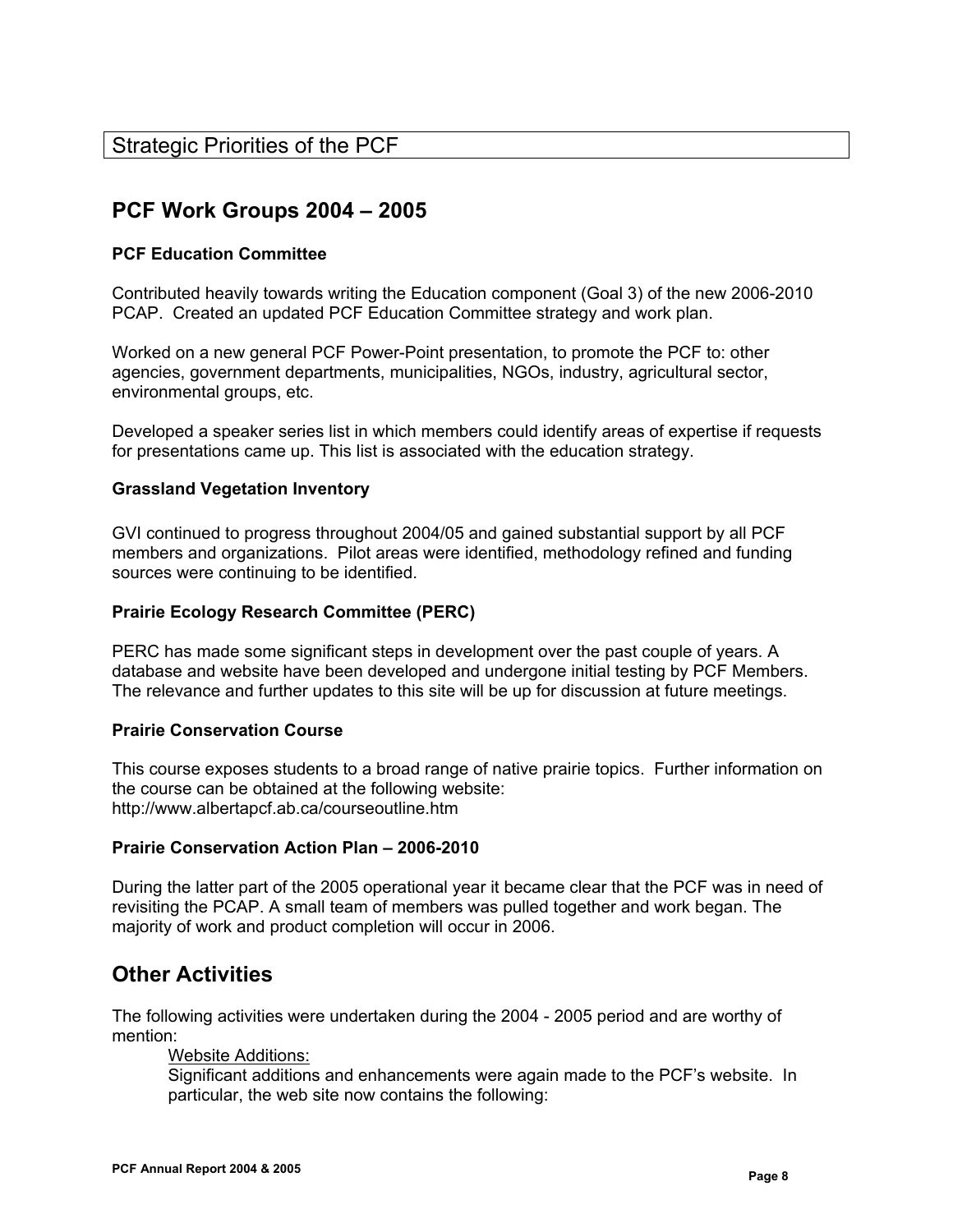## Strategic Priorities of the PCF

## PCF Work Groups 2004 – 2005

**PCF Education Committee**

Contributed heavily towards writing the Education component (Goal 3) of the new 2006-2010 PCAP. Created an updated PCF Education Committee strategy and work plan.

Worked on a new general PCF Power-Point presentation, to promote the PCF to: other agencies, government departments, municipalities, NGOs, industry, agricultural sector, environmental groups, etc.

Developed a speaker series list in which members could identify areas of expertise if requests for presentations came up. This list is associated with the education strategy.

**Grassland Vegetation Inventory**

GVI continued to progress throughout 2004/05 and gained substantial support by all PCF members and organizations. Pilot areas were identified, methodology refined and funding sources were continuing to be identified.

**Prairie Ecology Research Committee (PERC)**

PERC has made some significant steps in development over the past couple of years. A database and website have been developed and undergone initial testing by PCF Members. The relevance and further updates to this site will be up for discussion at future meetings.

**Prairie Conservation Course**

This course exposes students to a broad range of native prairie topics. Further information on the course can be obtained at the following website: http://www.albertapcf.ab.ca/courseoutline.htm

**Prairie Conservation Action Plan – 2006-2010**

During the latter part of the 2005 operational year it became clear that the PCF was in need of revisiting the PCAP. A small team of members was pulled together and work began. The majority of work and product completion will occur in 2006.

## Other Activities

The following activities were undertaken during the 2004 - 2005 period and are worthy of mention:

Website Additions:

Significant additions and enhancements were again made to the PCF's website. In particular, the web site now contains the following: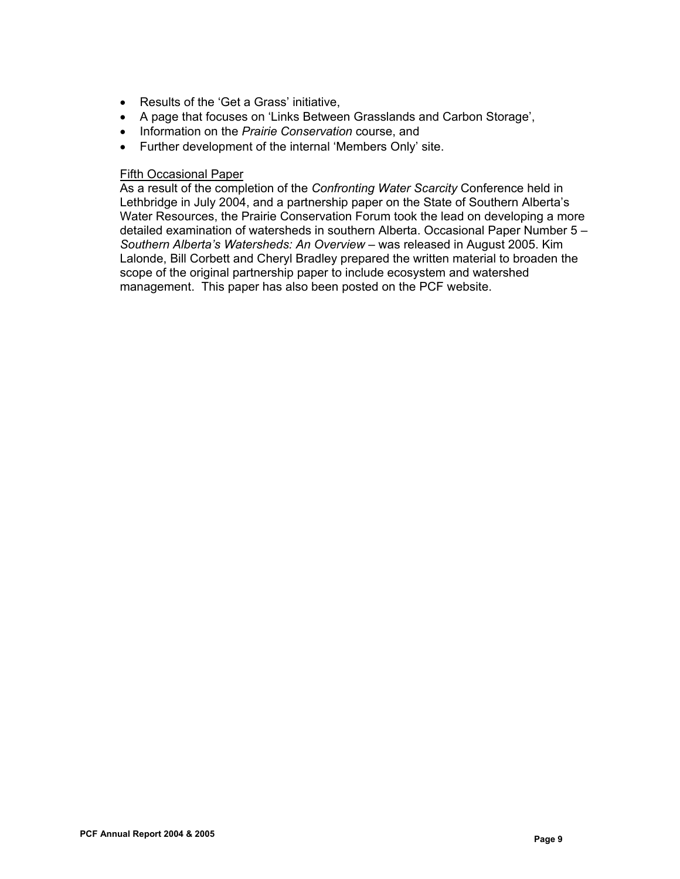- Results of the 'Get a Grass' initiative,
- A page that focuses on 'Links Between Grasslands and Carbon Storage',
- Information on the *Prairie Conservation* course, and
- Further development of the internal 'Members Only' site.

<u>Fifth Occasional Paper</u>

As a result of the completion of the *Confronting Water Scarcity* Conference held in Lethbridge in July 2004, and a partnership paper on the State of Southern Alberta's Water Resources, the Prairie Conservation Forum took the lead on developing a more detailed examination of watersheds in southern Alberta. Occasional Paper Number 5 – *Southern Alberta's Watersheds: An Overview* – was released in August 2005. Kim Lalonde, Bill Corbett and Cheryl Bradley prepared the written material to broaden the scope of the original partnership paper to include ecosystem and watershed management. This paper has also been posted on the PCF website.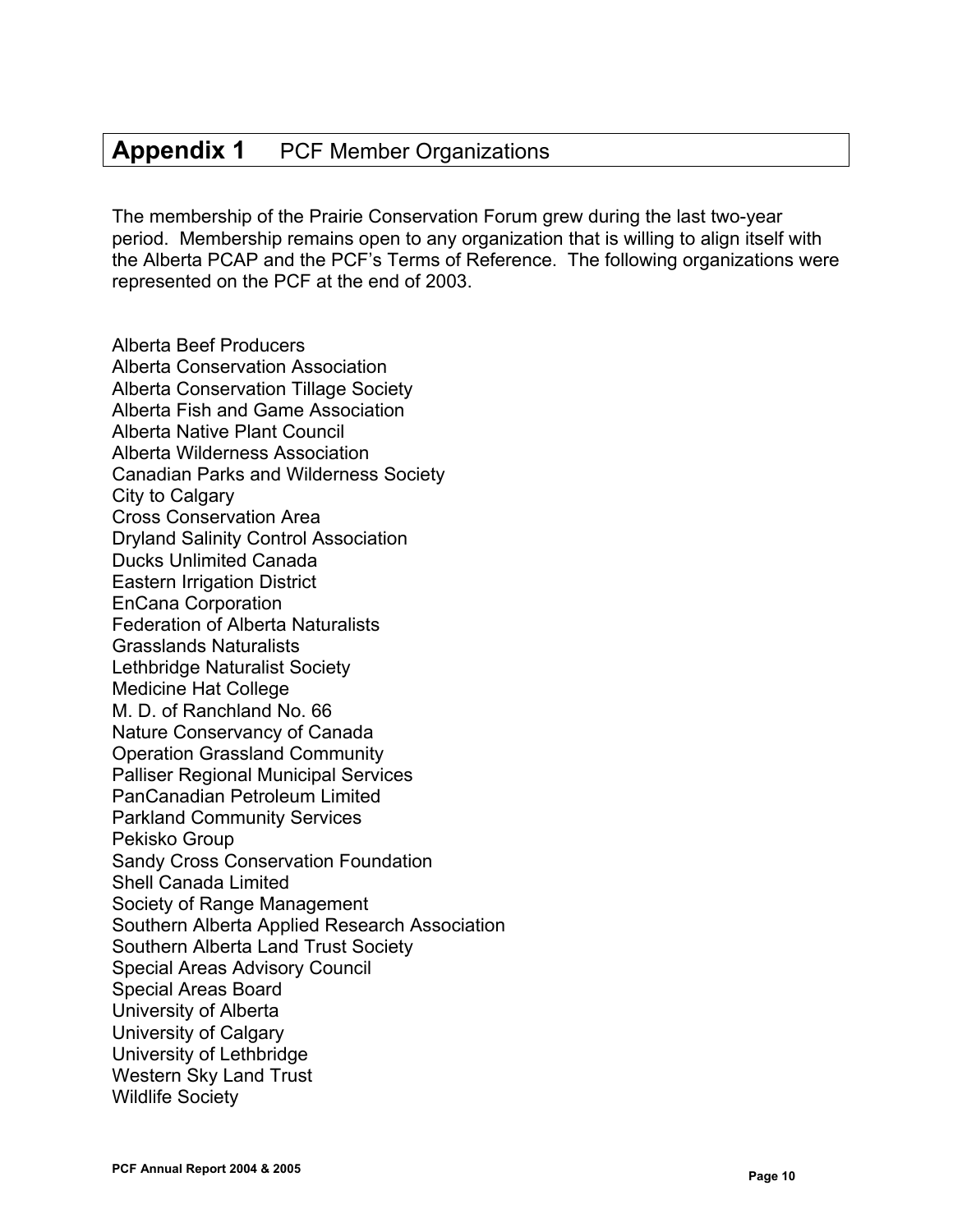# Appendix 1 PCF Member Organizations

The membership of the Prairie Conservation Forum grew during the last two-year period. Membership remains open to any organization that is willing to align itself with the Alberta PCAP and the PCF's Terms of Reference. The following organizations were represented on the PCF at the end of 2003.

Alberta Beef Producers
Alberta Conservation Association
Alberta Conservation Tillage Society
Alberta Fish and Game Association
Alberta Native Plant Council
Alberta Wilderness Association
Canadian Parks and Wilderness Society
City to Calgary
Cross Conservation Area
Dryland Salinity Control Association
Ducks Unlimited Canada
Eastern Irrigation District
EnCana Corporation
Federation of Alberta Naturalists
Grasslands Naturalists
Lethbridge Naturalist Society
Medicine Hat College
M. D. of Ranchland No. 66
Nature Conservancy of Canada
Operation Grassland Community
Palliser Regional Municipal Services
PanCanadian Petroleum Limited
Parkland Community Services
Pekisko Group
Sandy Cross Conservation Foundation
Shell Canada Limited
Society of Range Management
Southern Alberta Applied Research Association
Southern Alberta Land Trust Society
Special Areas Advisory Council
Special Areas Board
University of Alberta
University of Calgary
University of Lethbridge
Western Sky Land Trust
Wildlife Society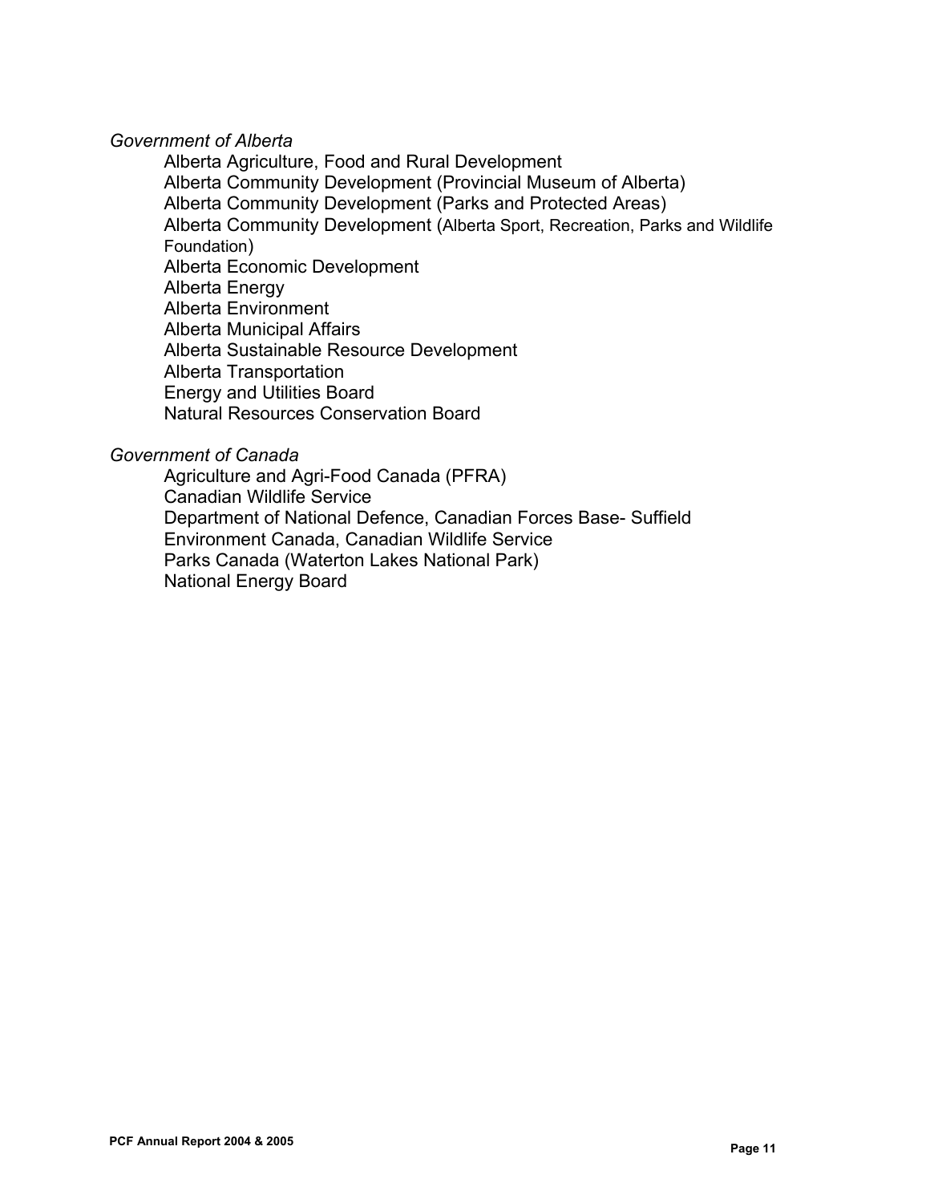*Government of Alberta*

- Alberta Agriculture, Food and Rural Development
- Alberta Community Development (Provincial Museum of Alberta)
- Alberta Community Development (Parks and Protected Areas)
- Alberta Community Development (Alberta Sport, Recreation, Parks and Wildlife Foundation)
- Alberta Economic Development
- Alberta Energy
- Alberta Environment
- Alberta Municipal Affairs
- Alberta Sustainable Resource Development
- Alberta Transportation
- Energy and Utilities Board
- Natural Resources Conservation Board

*Government of Canada*

- Agriculture and Agri-Food Canada (PFRA)
- Canadian Wildlife Service
- Department of National Defence, Canadian Forces Base- Suffield
- Environment Canada, Canadian Wildlife Service
- Parks Canada (Waterton Lakes National Park)
- National Energy Board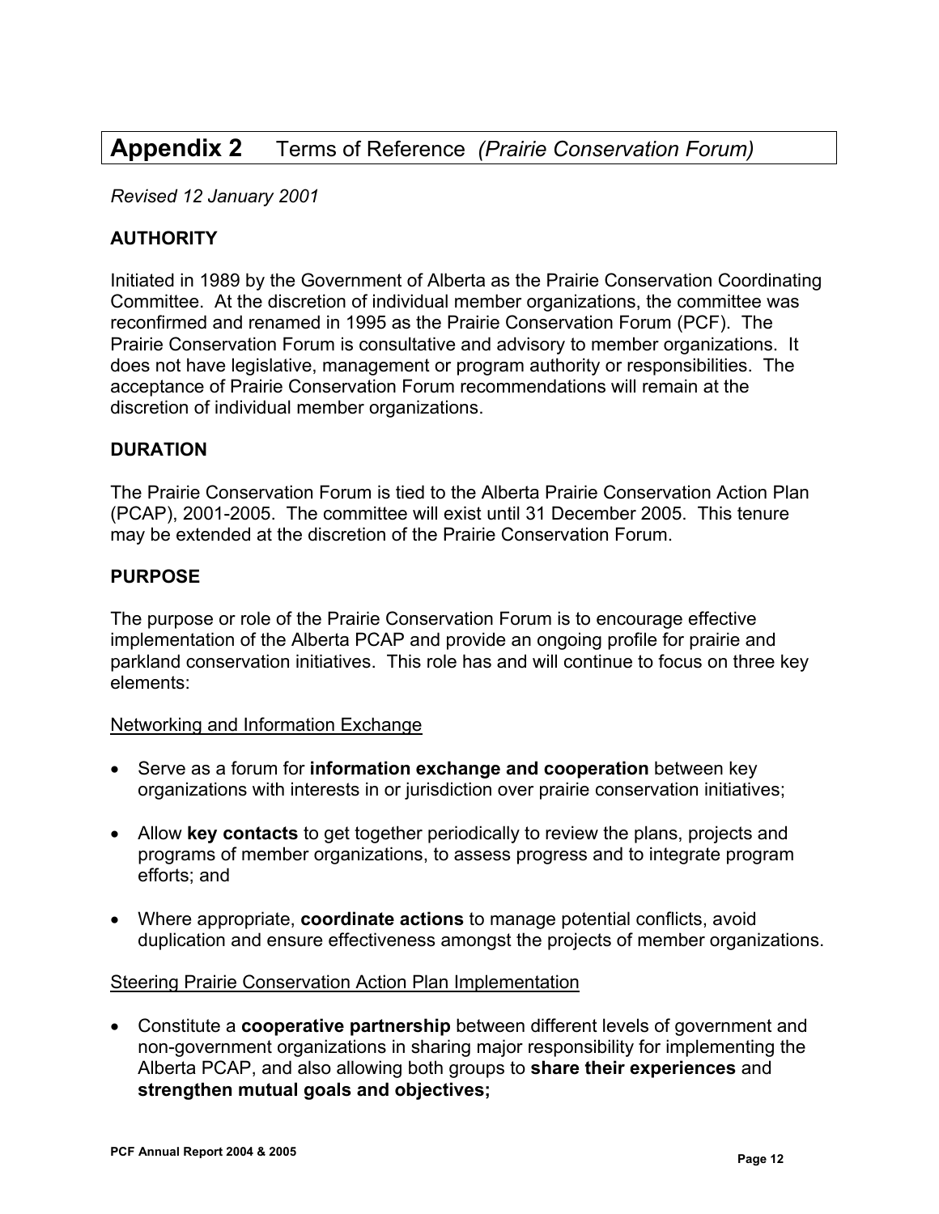# Appendix 2 Terms of Reference *(Prairie Conservation Forum)*

*Revised 12 January 2001*

## AUTHORITY

Initiated in 1989 by the Government of Alberta as the Prairie Conservation Coordinating Committee. At the discretion of individual member organizations, the committee was reconfirmed and renamed in 1995 as the Prairie Conservation Forum (PCF). The Prairie Conservation Forum is consultative and advisory to member organizations. It does not have legislative, management or program authority or responsibilities. The acceptance of Prairie Conservation Forum recommendations will remain at the discretion of individual member organizations.

## DURATION

The Prairie Conservation Forum is tied to the Alberta Prairie Conservation Action Plan (PCAP), 2001-2005. The committee will exist until 31 December 2005. This tenure may be extended at the discretion of the Prairie Conservation Forum.

## PURPOSE

The purpose or role of the Prairie Conservation Forum is to encourage effective implementation of the Alberta PCAP and provide an ongoing profile for prairie and parkland conservation initiatives. This role has and will continue to focus on three key elements:

<u>Networking and Information Exchange</u>

- Serve as a forum for **information exchange and cooperation** between key organizations with interests in or jurisdiction over prairie conservation initiatives;
- Allow **key contacts** to get together periodically to review the plans, projects and programs of member organizations, to assess progress and to integrate program efforts; and
- Where appropriate, **coordinate actions** to manage potential conflicts, avoid duplication and ensure effectiveness amongst the projects of member organizations.

<u>Steering Prairie Conservation Action Plan Implementation</u>

- Constitute a **cooperative partnership** between different levels of government and non-government organizations in sharing major responsibility for implementing the Alberta PCAP, and also allowing both groups to **share their experiences** and **strengthen mutual goals and objectives;**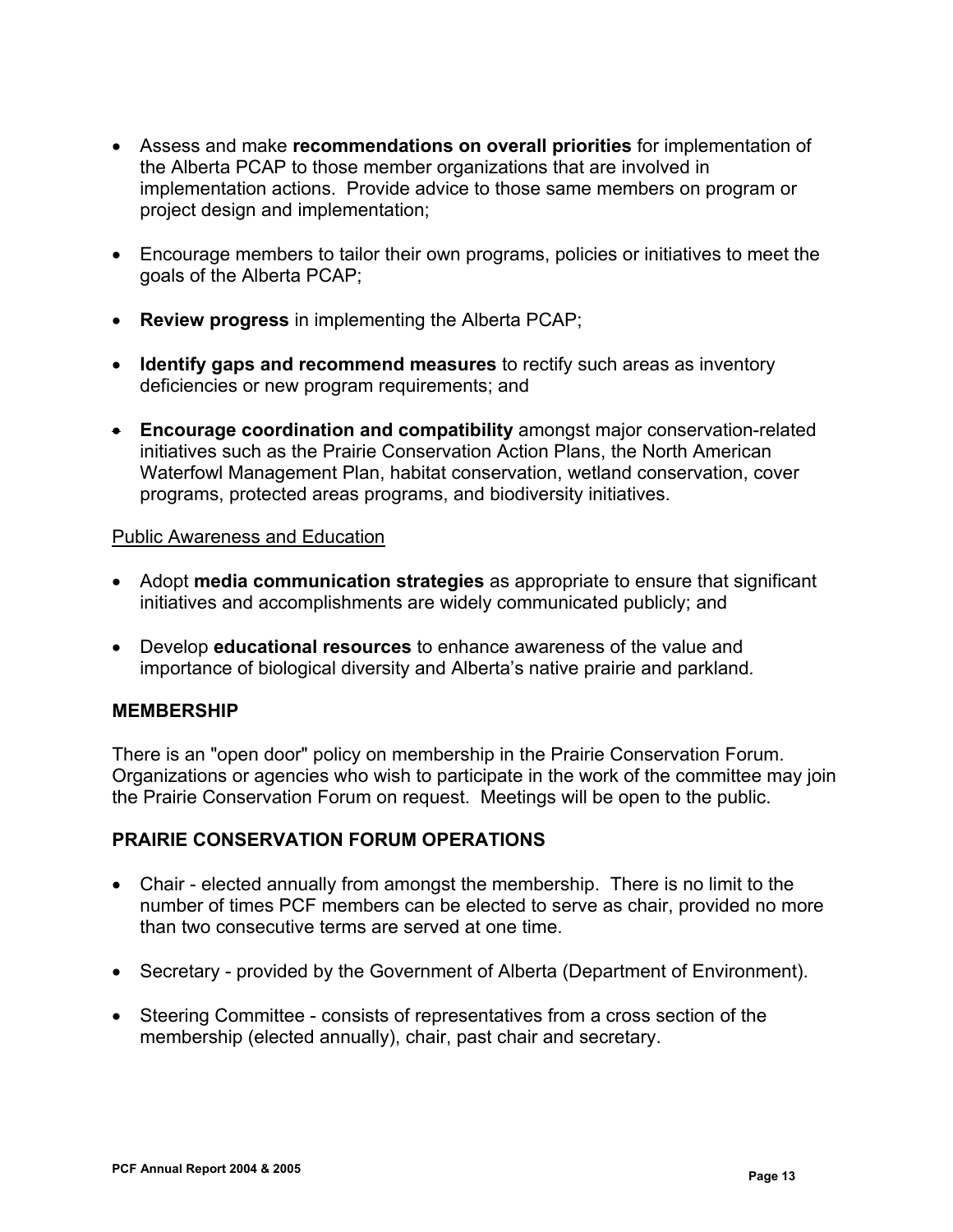- Assess and make **recommendations on overall priorities** for implementation of the Alberta PCAP to those member organizations that are involved in implementation actions. Provide advice to those same members on program or project design and implementation;

- Encourage members to tailor their own programs, policies or initiatives to meet the goals of the Alberta PCAP;

- **Review progress** in implementing the Alberta PCAP;

- **Identify gaps and recommend measures** to rectify such areas as inventory deficiencies or new program requirements; and

- **Encourage coordination and compatibility** amongst major conservation-related initiatives such as the Prairie Conservation Action Plans, the North American Waterfowl Management Plan, habitat conservation, wetland conservation, cover programs, protected areas programs, and biodiversity initiatives.

Public Awareness and Education

- Adopt **media communication strategies** as appropriate to ensure that significant initiatives and accomplishments are widely communicated publicly; and

- Develop **educational resources** to enhance awareness of the value and importance of biological diversity and Alberta's native prairie and parkland.

### MEMBERSHIP

There is an "open door" policy on membership in the Prairie Conservation Forum. Organizations or agencies who wish to participate in the work of the committee may join the Prairie Conservation Forum on request. Meetings will be open to the public.

### PRAIRIE CONSERVATION FORUM OPERATIONS

- Chair - elected annually from amongst the membership. There is no limit to the number of times PCF members can be elected to serve as chair, provided no more than two consecutive terms are served at one time.

- Secretary - provided by the Government of Alberta (Department of Environment).

- Steering Committee - consists of representatives from a cross section of the membership (elected annually), chair, past chair and secretary.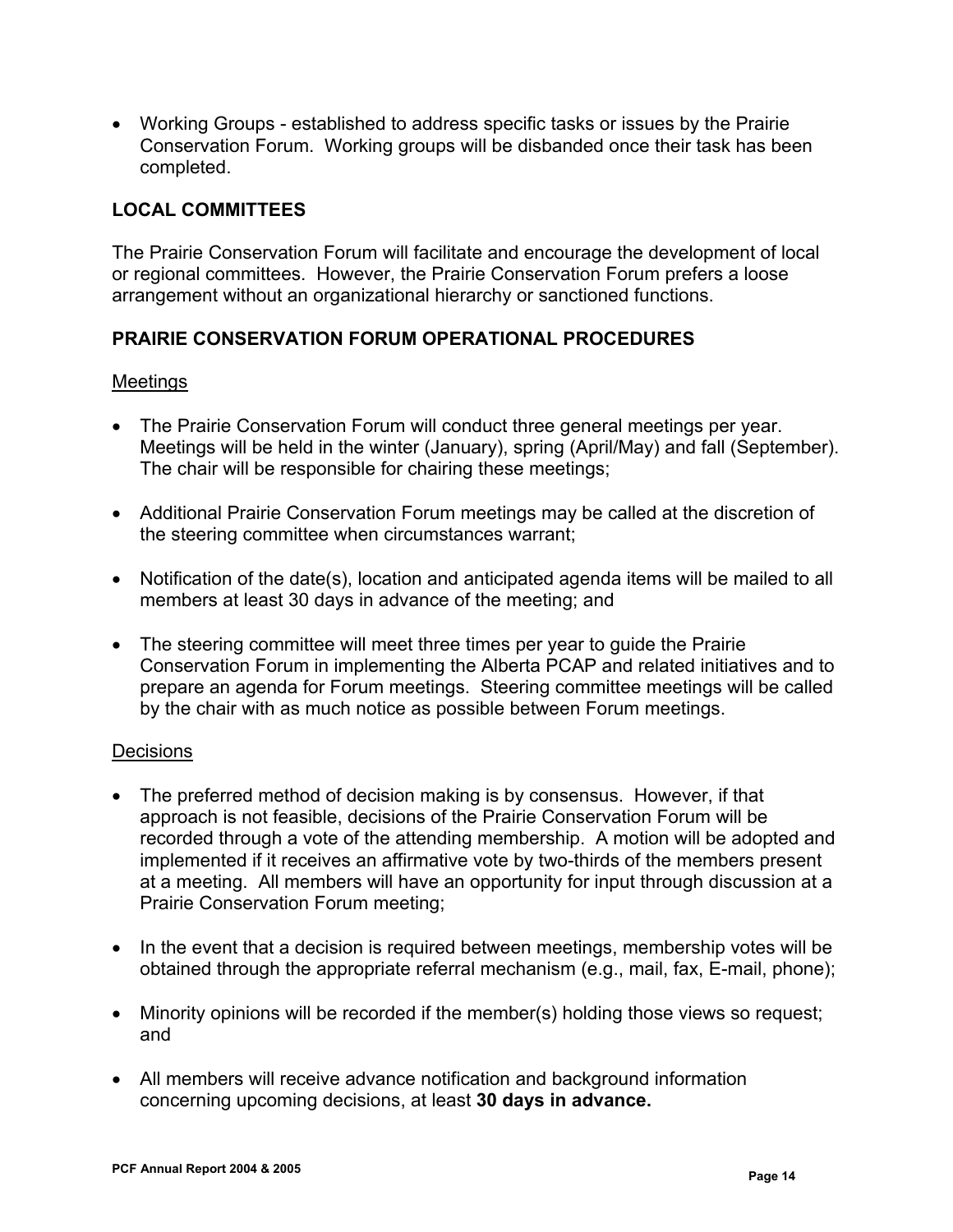- Working Groups - established to address specific tasks or issues by the Prairie Conservation Forum. Working groups will be disbanded once their task has been completed.

## LOCAL COMMITTEES

The Prairie Conservation Forum will facilitate and encourage the development of local or regional committees. However, the Prairie Conservation Forum prefers a loose arrangement without an organizational hierarchy or sanctioned functions.

## PRAIRIE CONSERVATION FORUM OPERATIONAL PROCEDURES

Meetings

- The Prairie Conservation Forum will conduct three general meetings per year. Meetings will be held in the winter (January), spring (April/May) and fall (September). The chair will be responsible for chairing these meetings;

- Additional Prairie Conservation Forum meetings may be called at the discretion of the steering committee when circumstances warrant;

- Notification of the date(s), location and anticipated agenda items will be mailed to all members at least 30 days in advance of the meeting; and

- The steering committee will meet three times per year to guide the Prairie Conservation Forum in implementing the Alberta PCAP and related initiatives and to prepare an agenda for Forum meetings. Steering committee meetings will be called by the chair with as much notice as possible between Forum meetings.

Decisions

- The preferred method of decision making is by consensus. However, if that approach is not feasible, decisions of the Prairie Conservation Forum will be recorded through a vote of the attending membership. A motion will be adopted and implemented if it receives an affirmative vote by two-thirds of the members present at a meeting. All members will have an opportunity for input through discussion at a Prairie Conservation Forum meeting;

- In the event that a decision is required between meetings, membership votes will be obtained through the appropriate referral mechanism (e.g., mail, fax, E-mail, phone);

- Minority opinions will be recorded if the member(s) holding those views so request; and

- All members will receive advance notification and background information concerning upcoming decisions, at least **30 days in advance.**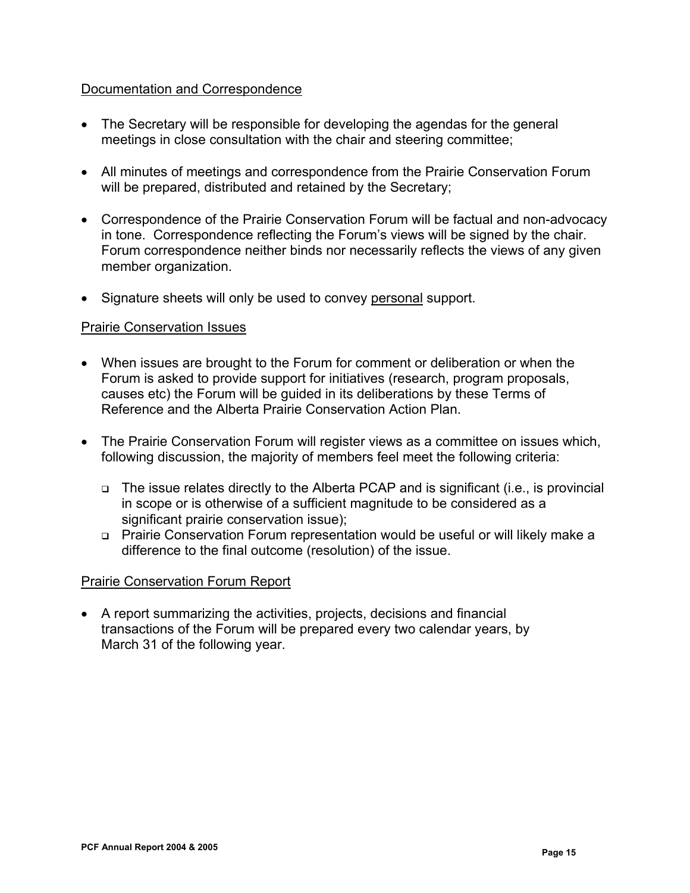Documentation and Correspondence

- The Secretary will be responsible for developing the agendas for the general meetings in close consultation with the chair and steering committee;

- All minutes of meetings and correspondence from the Prairie Conservation Forum will be prepared, distributed and retained by the Secretary;

- Correspondence of the Prairie Conservation Forum will be factual and non-advocacy in tone. Correspondence reflecting the Forum's views will be signed by the chair. Forum correspondence neither binds nor necessarily reflects the views of any given member organization.

- Signature sheets will only be used to convey personal support.

Prairie Conservation Issues

- When issues are brought to the Forum for comment or deliberation or when the Forum is asked to provide support for initiatives (research, program proposals, causes etc) the Forum will be guided in its deliberations by these Terms of Reference and the Alberta Prairie Conservation Action Plan.

- The Prairie Conservation Forum will register views as a committee on issues which, following discussion, the majority of members feel meet the following criteria:

  - The issue relates directly to the Alberta PCAP and is significant (i.e., is provincial in scope or is otherwise of a sufficient magnitude to be considered as a significant prairie conservation issue);
  - Prairie Conservation Forum representation would be useful or will likely make a difference to the final outcome (resolution) of the issue.

Prairie Conservation Forum Report

- A report summarizing the activities, projects, decisions and financial transactions of the Forum will be prepared every two calendar years, by March 31 of the following year.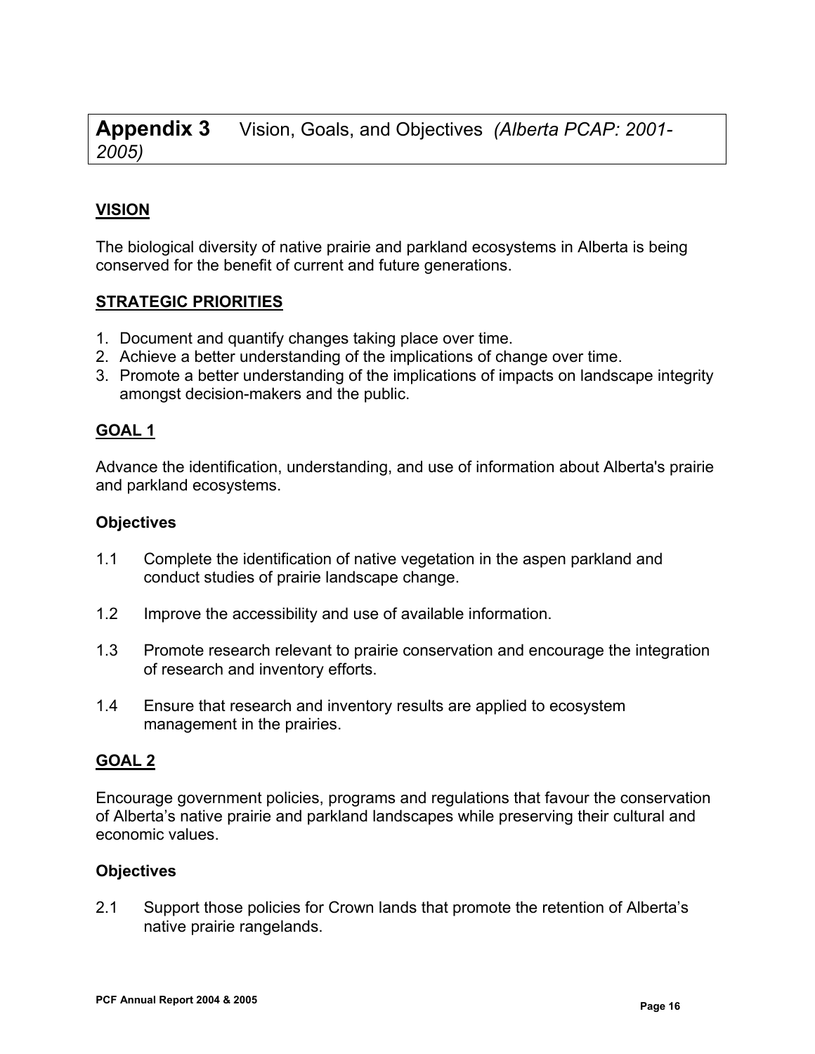# Appendix 3 Vision, Goals, and Objectives *(Alberta PCAP: 2001-2005)*

## VISION

The biological diversity of native prairie and parkland ecosystems in Alberta is being conserved for the benefit of current and future generations.

## STRATEGIC PRIORITIES

1. Document and quantify changes taking place over time.
2. Achieve a better understanding of the implications of change over time.
3. Promote a better understanding of the implications of impacts on landscape integrity amongst decision-makers and the public.

## GOAL 1

Advance the identification, understanding, and use of information about Alberta's prairie and parkland ecosystems.

### Objectives

1.1 Complete the identification of native vegetation in the aspen parkland and conduct studies of prairie landscape change.

1.2 Improve the accessibility and use of available information.

1.3 Promote research relevant to prairie conservation and encourage the integration of research and inventory efforts.

1.4 Ensure that research and inventory results are applied to ecosystem management in the prairies.

## GOAL 2

Encourage government policies, programs and regulations that favour the conservation of Alberta's native prairie and parkland landscapes while preserving their cultural and economic values.

### Objectives

2.1 Support those policies for Crown lands that promote the retention of Alberta's native prairie rangelands.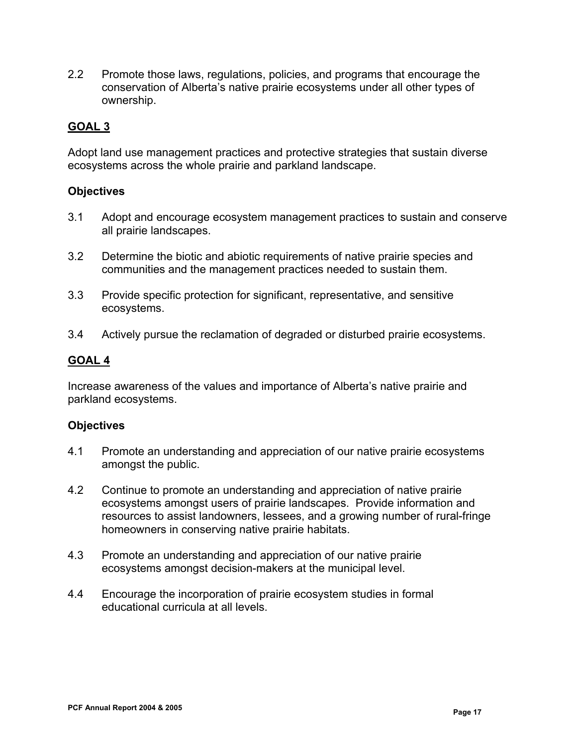2.2 Promote those laws, regulations, policies, and programs that encourage the conservation of Alberta's native prairie ecosystems under all other types of ownership.

## GOAL 3

Adopt land use management practices and protective strategies that sustain diverse ecosystems across the whole prairie and parkland landscape.

### Objectives

3.1 Adopt and encourage ecosystem management practices to sustain and conserve all prairie landscapes.

3.2 Determine the biotic and abiotic requirements of native prairie species and communities and the management practices needed to sustain them.

3.3 Provide specific protection for significant, representative, and sensitive ecosystems.

3.4 Actively pursue the reclamation of degraded or disturbed prairie ecosystems.

## GOAL 4

Increase awareness of the values and importance of Alberta's native prairie and parkland ecosystems.

### Objectives

4.1 Promote an understanding and appreciation of our native prairie ecosystems amongst the public.

4.2 Continue to promote an understanding and appreciation of native prairie ecosystems amongst users of prairie landscapes. Provide information and resources to assist landowners, lessees, and a growing number of rural-fringe homeowners in conserving native prairie habitats.

4.3 Promote an understanding and appreciation of our native prairie ecosystems amongst decision-makers at the municipal level.

4.4 Encourage the incorporation of prairie ecosystem studies in formal educational curricula at all levels.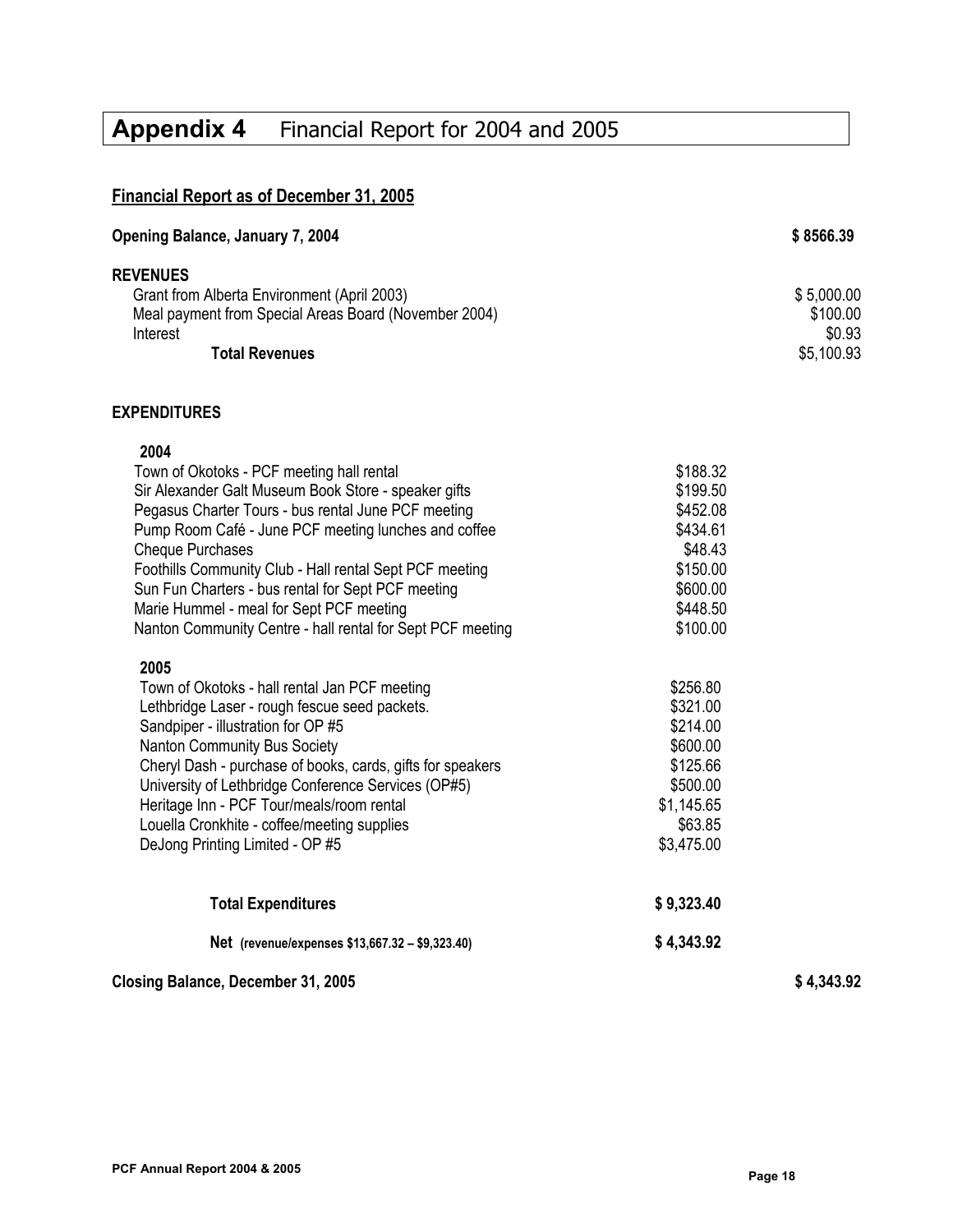# Appendix 4 Financial Report for 2004 and 2005

## Financial Report as of December 31, 2005

| | | |
|---|---|---|
| **Opening Balance, January 7, 2004** | | **$ 8566.39** |
| **REVENUES** | | |
| Grant from Alberta Environment (April 2003) | | $ 5,000.00 |
| Meal payment from Special Areas Board (November 2004) | | $100.00 |
| Interest | | $0.93 |
| **Total Revenues** | | $5,100.93 |
| **EXPENDITURES** | | |
| **2004** | | |
| Town of Okotoks - PCF meeting hall rental | $188.32 | |
| Sir Alexander Galt Museum Book Store - speaker gifts | $199.50 | |
| Pegasus Charter Tours - bus rental June PCF meeting | $452.08 | |
| Pump Room Café - June PCF meeting lunches and coffee | $434.61 | |
| Cheque Purchases | $48.43 | |
| Foothills Community Club - Hall rental Sept PCF meeting | $150.00 | |
| Sun Fun Charters - bus rental for Sept PCF meeting | $600.00 | |
| Marie Hummel - meal for Sept PCF meeting | $448.50 | |
| Nanton Community Centre - hall rental for Sept PCF meeting | $100.00 | |
| **2005** | | |
| Town of Okotoks - hall rental Jan PCF meeting | $256.80 | |
| Lethbridge Laser - rough fescue seed packets. | $321.00 | |
| Sandpiper - illustration for OP #5 | $214.00 | |
| Nanton Community Bus Society | $600.00 | |
| Cheryl Dash - purchase of books, cards, gifts for speakers | $125.66 | |
| University of Lethbridge Conference Services (OP#5) | $500.00 | |
| Heritage Inn - PCF Tour/meals/room rental | $1,145.65 | |
| Louella Cronkhite - coffee/meeting supplies | $63.85 | |
| DeJong Printing Limited - OP #5 | $3,475.00 | |
| **Total Expenditures** | **$ 9,323.40** | |
| **Net** (revenue/expenses $13,667.32 – $9,323.40) | **$ 4,343.92** | |
| **Closing Balance, December 31, 2005** | | **$ 4,343.92** |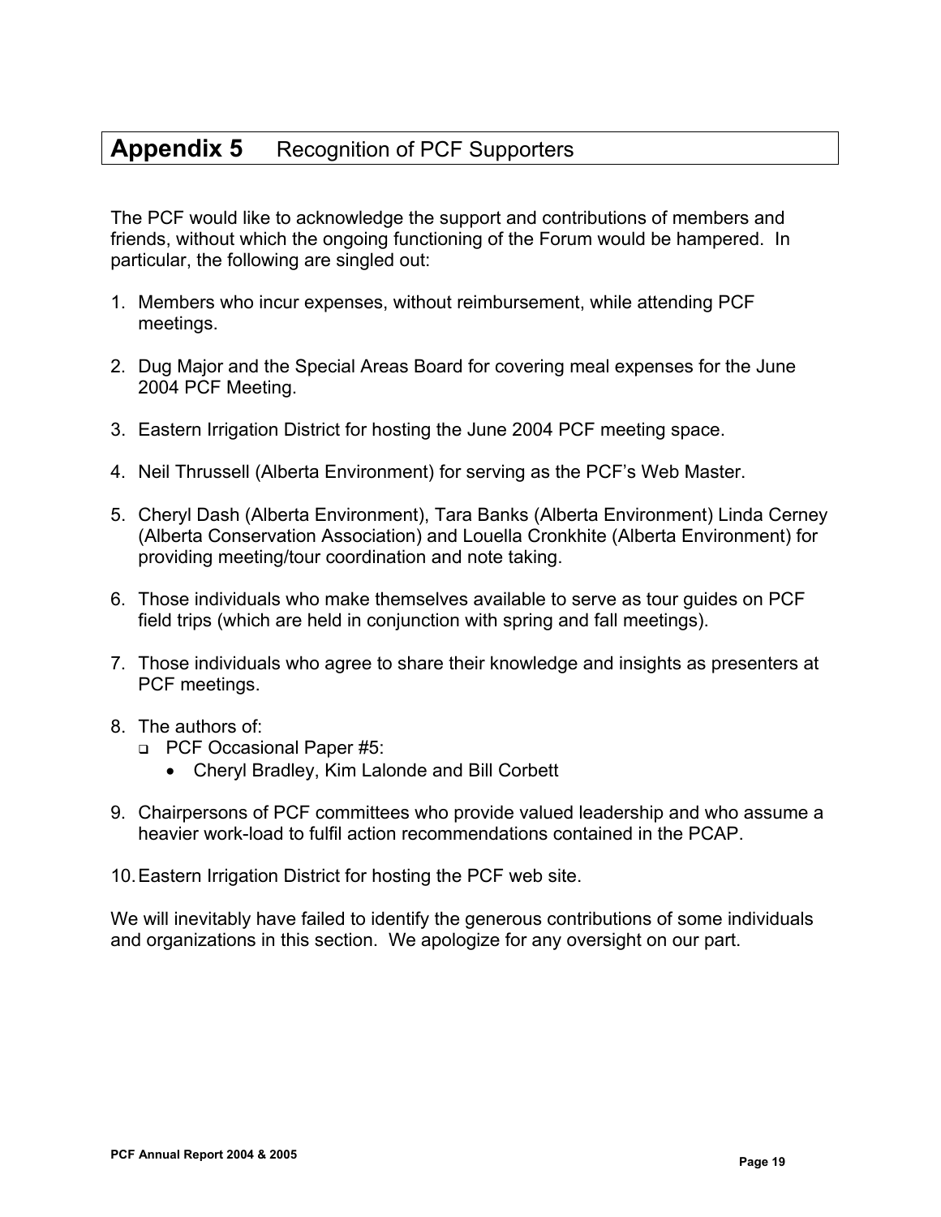# Appendix 5 Recognition of PCF Supporters

The PCF would like to acknowledge the support and contributions of members and friends, without which the ongoing functioning of the Forum would be hampered. In particular, the following are singled out:

1. Members who incur expenses, without reimbursement, while attending PCF meetings.

2. Dug Major and the Special Areas Board for covering meal expenses for the June 2004 PCF Meeting.

3. Eastern Irrigation District for hosting the June 2004 PCF meeting space.

4. Neil Thrussell (Alberta Environment) for serving as the PCF's Web Master.

5. Cheryl Dash (Alberta Environment), Tara Banks (Alberta Environment) Linda Cerney (Alberta Conservation Association) and Louella Cronkhite (Alberta Environment) for providing meeting/tour coordination and note taking.

6. Those individuals who make themselves available to serve as tour guides on PCF field trips (which are held in conjunction with spring and fall meetings).

7. Those individuals who agree to share their knowledge and insights as presenters at PCF meetings.

8. The authors of:
   - PCF Occasional Paper #5:
     - Cheryl Bradley, Kim Lalonde and Bill Corbett

9. Chairpersons of PCF committees who provide valued leadership and who assume a heavier work-load to fulfil action recommendations contained in the PCAP.

10. Eastern Irrigation District for hosting the PCF web site.

We will inevitably have failed to identify the generous contributions of some individuals and organizations in this section. We apologize for any oversight on our part.